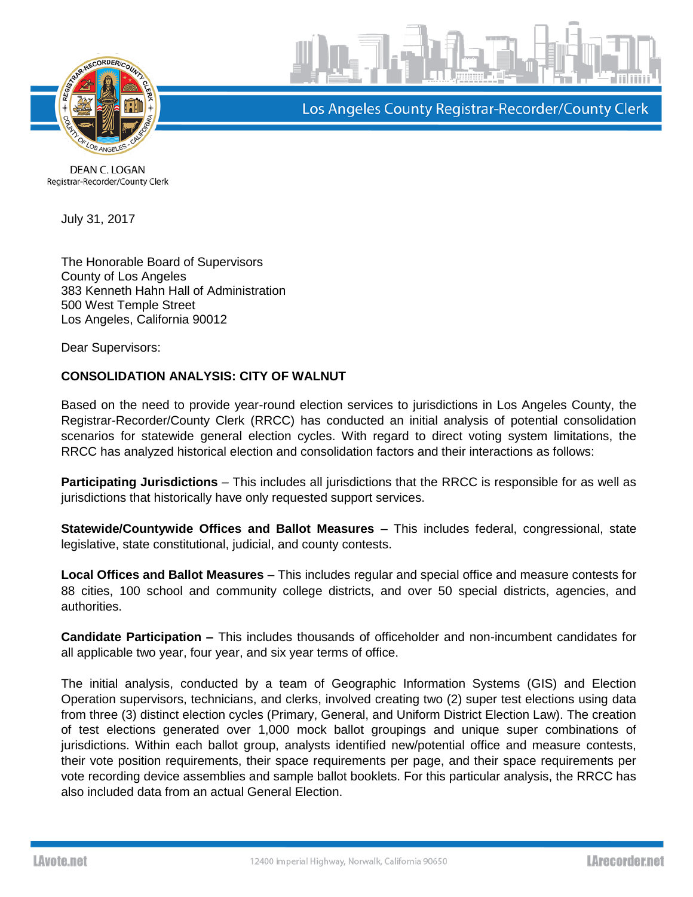Los Angeles County Registrar-Recorder/County Clerk

DEAN C. LOGAN
Registrar-Recorder/County Clerk

July 31, 2017

The Honorable Board of Supervisors
County of Los Angeles
383 Kenneth Hahn Hall of Administration
500 West Temple Street
Los Angeles, California 90012

Dear Supervisors:

**CONSOLIDATION ANALYSIS: CITY OF WALNUT**

Based on the need to provide year-round election services to jurisdictions in Los Angeles County, the Registrar-Recorder/County Clerk (RRCC) has conducted an initial analysis of potential consolidation scenarios for statewide general election cycles. With regard to direct voting system limitations, the RRCC has analyzed historical election and consolidation factors and their interactions as follows:

**Participating Jurisdictions** – This includes all jurisdictions that the RRCC is responsible for as well as jurisdictions that historically have only requested support services.

**Statewide/Countywide Offices and Ballot Measures** – This includes federal, congressional, state legislative, state constitutional, judicial, and county contests.

**Local Offices and Ballot Measures** – This includes regular and special office and measure contests for 88 cities, 100 school and community college districts, and over 50 special districts, agencies, and authorities.

**Candidate Participation –** This includes thousands of officeholder and non-incumbent candidates for all applicable two year, four year, and six year terms of office.

The initial analysis, conducted by a team of Geographic Information Systems (GIS) and Election Operation supervisors, technicians, and clerks, involved creating two (2) super test elections using data from three (3) distinct election cycles (Primary, General, and Uniform District Election Law). The creation of test elections generated over 1,000 mock ballot groupings and unique super combinations of jurisdictions. Within each ballot group, analysts identified new/potential office and measure contests, their vote position requirements, their space requirements per page, and their space requirements per vote recording device assemblies and sample ballot booklets. For this particular analysis, the RRCC has also included data from an actual General Election.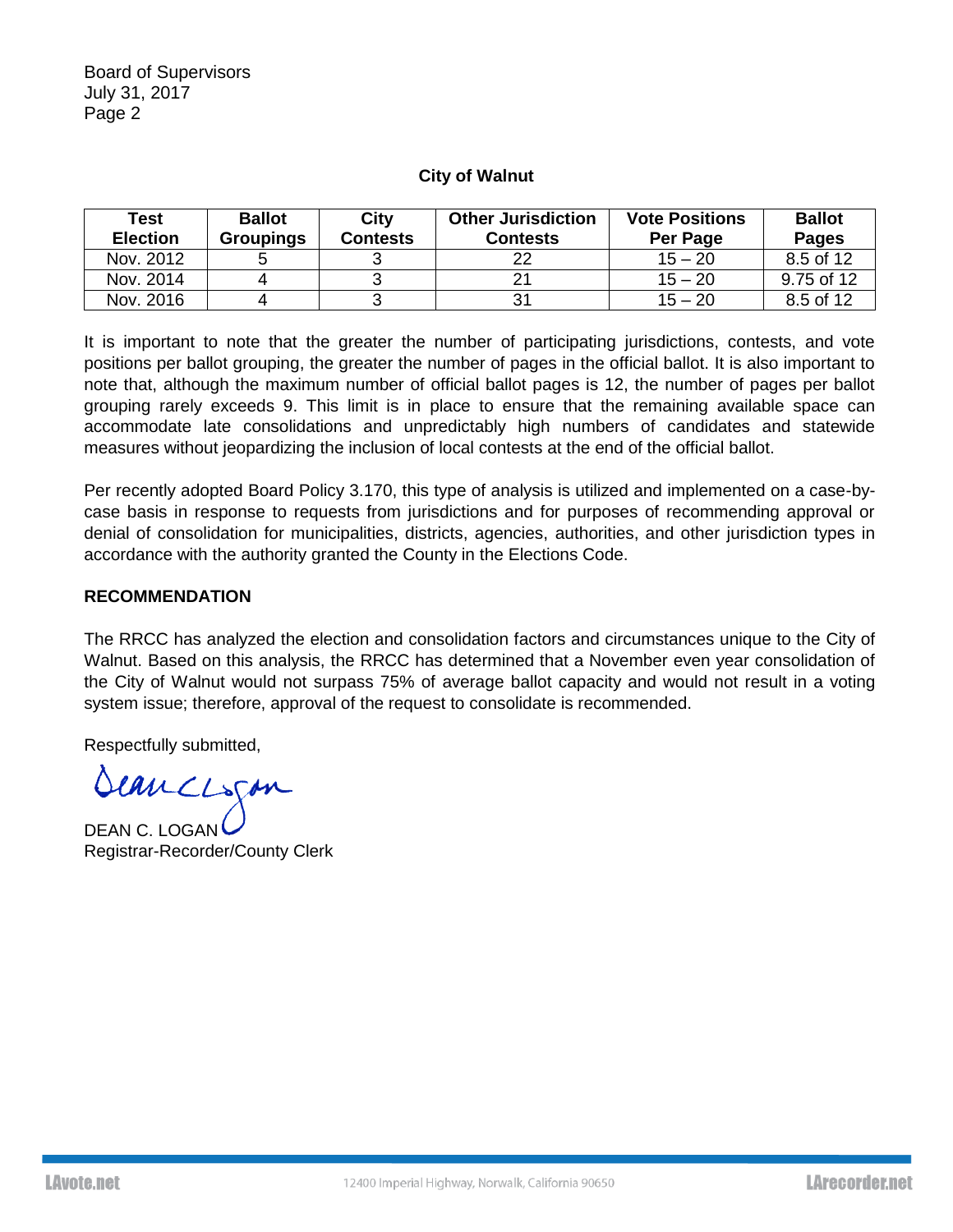**City of Walnut**

| Test Election | Ballot Groupings | City Contests | Other Jurisdiction Contests | Vote Positions Per Page | Ballot Pages |
|---|---|---|---|---|---|
| Nov. 2012 | 5 | 3 | 22 | 15 – 20 | 8.5 of 12 |
| Nov. 2014 | 4 | 3 | 21 | 15 – 20 | 9.75 of 12 |
| Nov. 2016 | 4 | 3 | 31 | 15 – 20 | 8.5 of 12 |

It is important to note that the greater the number of participating jurisdictions, contests, and vote positions per ballot grouping, the greater the number of pages in the official ballot. It is also important to note that, although the maximum number of official ballot pages is 12, the number of pages per ballot grouping rarely exceeds 9. This limit is in place to ensure that the remaining available space can accommodate late consolidations and unpredictably high numbers of candidates and statewide measures without jeopardizing the inclusion of local contests at the end of the official ballot.

Per recently adopted Board Policy 3.170, this type of analysis is utilized and implemented on a case-by-case basis in response to requests from jurisdictions and for purposes of recommending approval or denial of consolidation for municipalities, districts, agencies, authorities, and other jurisdiction types in accordance with the authority granted the County in the Elections Code.

**RECOMMENDATION**

The RRCC has analyzed the election and consolidation factors and circumstances unique to the City of Walnut. Based on this analysis, the RRCC has determined that a November even year consolidation of the City of Walnut would not surpass 75% of average ballot capacity and would not result in a voting system issue; therefore, approval of the request to consolidate is recommended.

Respectfully submitted,

DEAN C. LOGAN
Registrar-Recorder/County Clerk